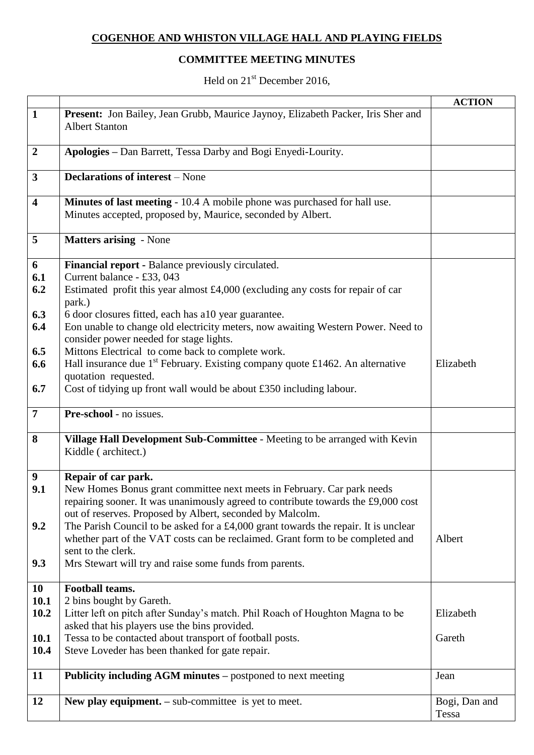# COGENHOE AND WHISTON VILLAGE HALL AND PLAYING FIELDS

## COMMITTEE MEETING MINUTES

Held on 21st December 2016,

| | | ACTION |
|---|---|---|
| 1 | **Present:** Jon Bailey, Jean Grubb, Maurice Jaynoy, Elizabeth Packer, Iris Sher and Albert Stanton | |
| 2 | **Apologies** – Dan Barrett, Tessa Darby and Bogi Enyedi-Lourity. | |
| 3 | **Declarations of interest** – None | |
| 4 | **Minutes of last meeting** - 10.4 A mobile phone was purchased for hall use. Minutes accepted, proposed by, Maurice, seconded by Albert. | |
| 5 | **Matters arising** - None | |
| 6 | **Financial report -** Balance previously circulated. | |
| 6.1 | Current balance - £33, 043 | |
| 6.2 | Estimated profit this year almost £4,000 (excluding any costs for repair of car park.) | |
| 6.3 | 6 door closures fitted, each has a10 year guarantee. | |
| 6.4 | Eon unable to change old electricity meters, now awaiting Western Power. Need to consider power needed for stage lights. | |
| 6.5 | Mittons Electrical to come back to complete work. | |
| 6.6 | Hall insurance due 1st February. Existing company quote £1462. An alternative quotation requested. | Elizabeth |
| 6.7 | Cost of tidying up front wall would be about £350 including labour. | |
| 7 | **Pre-school** - no issues. | |
| 8 | **Village Hall Development Sub-Committee** - Meeting to be arranged with Kevin Kiddle ( architect.) | |
| 9 | **Repair of car park.** | |
| 9.1 | New Homes Bonus grant committee next meets in February. Car park needs repairing sooner. It was unanimously agreed to contribute towards the £9,000 cost out of reserves. Proposed by Albert, seconded by Malcolm. | |
| 9.2 | The Parish Council to be asked for a £4,000 grant towards the repair. It is unclear whether part of the VAT costs can be reclaimed. Grant form to be completed and sent to the clerk. | Albert |
| 9.3 | Mrs Stewart will try and raise some funds from parents. | |
| 10 | **Football teams.** | |
| 10.1 | 2 bins bought by Gareth. | |
| 10.2 | Litter left on pitch after Sunday's match. Phil Roach of Houghton Magna to be asked that his players use the bins provided. | Elizabeth |
| 10.1 | Tessa to be contacted about transport of football posts. | Gareth |
| 10.4 | Steve Loveder has been thanked for gate repair. | |
| 11 | **Publicity including AGM minutes** – postponed to next meeting | Jean |
| 12 | **New play equipment.** – sub-committee is yet to meet. | Bogi, Dan and Tessa |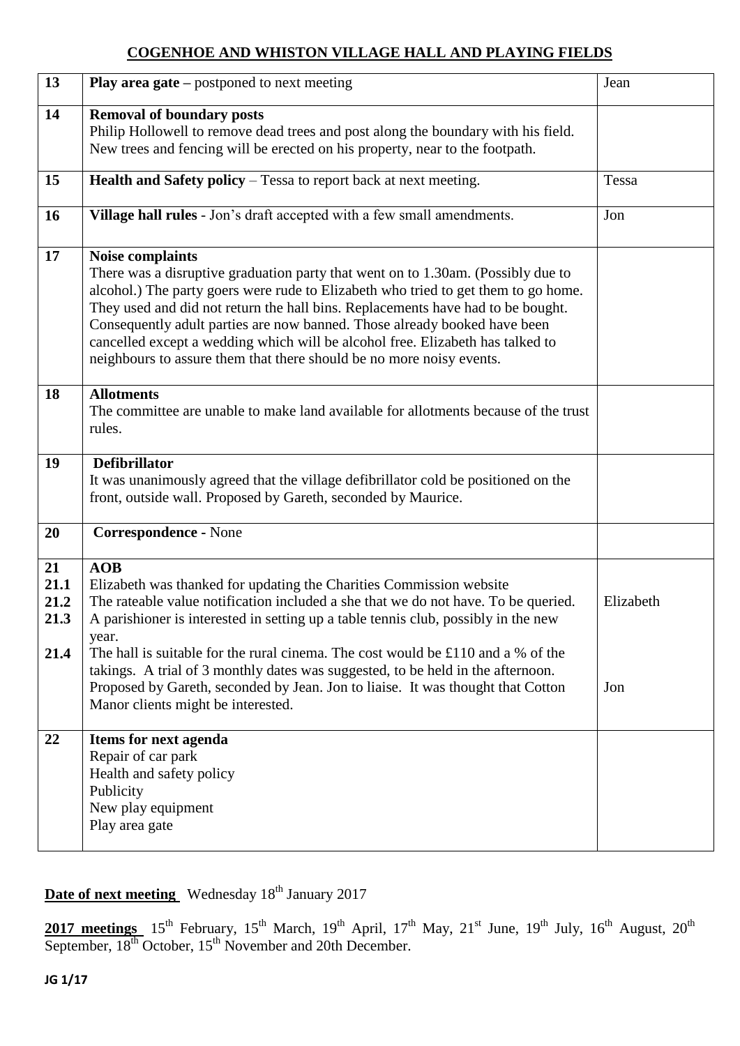## COGENHOE AND WHISTON VILLAGE HALL AND PLAYING FIELDS

| | | |
|---|---|---|
| 13 | **Play area gate** – postponed to next meeting | Jean |
| 14 | **Removal of boundary posts**<br>Philip Hollowell to remove dead trees and post along the boundary with his field. New trees and fencing will be erected on his property, near to the footpath. | |
| 15 | **Health and Safety policy** – Tessa to report back at next meeting. | Tessa |
| 16 | **Village hall rules** - Jon's draft accepted with a few small amendments. | Jon |
| 17 | **Noise complaints**<br>There was a disruptive graduation party that went on to 1.30am. (Possibly due to alcohol.) The party goers were rude to Elizabeth who tried to get them to go home. They used and did not return the hall bins. Replacements have had to be bought. Consequently adult parties are now banned. Those already booked have been cancelled except a wedding which will be alcohol free. Elizabeth has talked to neighbours to assure them that there should be no more noisy events. | |
| 18 | **Allotments**<br>The committee are unable to make land available for allotments because of the trust rules. | |
| 19 | **Defibrillator**<br>It was unanimously agreed that the village defibrillator cold be positioned on the front, outside wall. Proposed by Gareth, seconded by Maurice. | |
| 20 | **Correspondence** - None | |
| 21<br>21.1<br>21.2<br>21.3<br><br>21.4 | **AOB**<br>Elizabeth was thanked for updating the Charities Commission website<br>The rateable value notification included a she that we do not have. To be queried.<br>A parishioner is interested in setting up a table tennis club, possibly in the new year.<br>The hall is suitable for the rural cinema. The cost would be £110 and a % of the takings. A trial of 3 monthly dates was suggested, to be held in the afternoon. Proposed by Gareth, seconded by Jean. Jon to liaise. It was thought that Cotton Manor clients might be interested. | <br><br>Elizabeth<br><br><br><br>Jon |
| 22 | **Items for next agenda**<br>Repair of car park<br>Health and safety policy<br>Publicity<br>New play equipment<br>Play area gate | |

**Date of next meeting** Wednesday 18th January 2017

**2017 meetings** 15th February, 15th March, 19th April, 17th May, 21st June, 19th July, 16th August, 20th September, 18th October, 15th November and 20th December.

**JG 1/17**